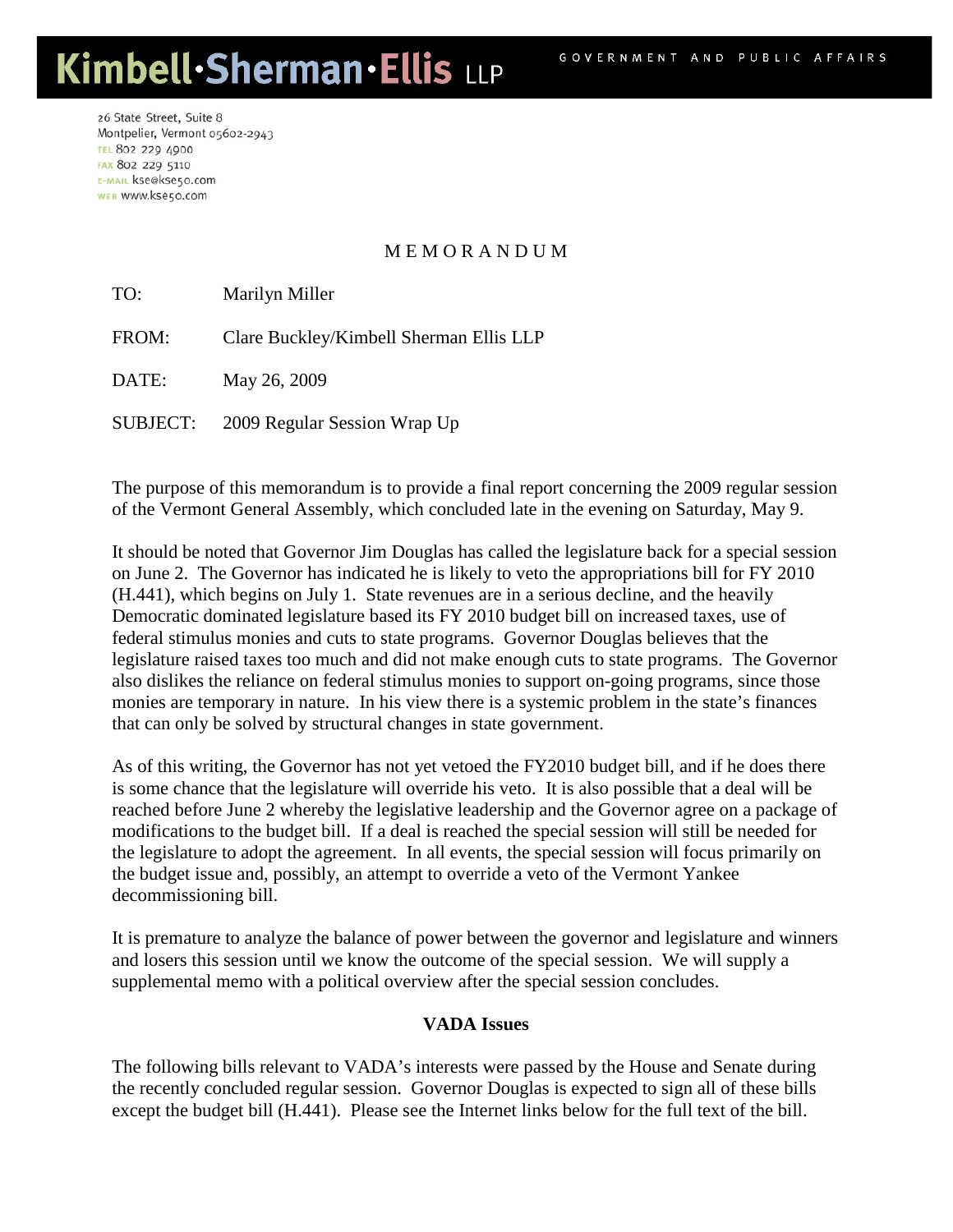# Kimbell·Sherman·Ellis LLP

GOVERNMENT AND PUBLIC AFFAIRS

26 State Street, Suite 8
Montpelier, Vermont 05602-2943
TEL 802 229 4900
FAX 802 229 5110
E-MAIL kse@kse50.com
WEB www.kse50.com

## MEMORANDUM

TO: Marilyn Miller

FROM: Clare Buckley/Kimbell Sherman Ellis LLP

DATE: May 26, 2009

SUBJECT: 2009 Regular Session Wrap Up

The purpose of this memorandum is to provide a final report concerning the 2009 regular session of the Vermont General Assembly, which concluded late in the evening on Saturday, May 9.

It should be noted that Governor Jim Douglas has called the legislature back for a special session on June 2. The Governor has indicated he is likely to veto the appropriations bill for FY 2010 (H.441), which begins on July 1. State revenues are in a serious decline, and the heavily Democratic dominated legislature based its FY 2010 budget bill on increased taxes, use of federal stimulus monies and cuts to state programs. Governor Douglas believes that the legislature raised taxes too much and did not make enough cuts to state programs. The Governor also dislikes the reliance on federal stimulus monies to support on-going programs, since those monies are temporary in nature. In his view there is a systemic problem in the state's finances that can only be solved by structural changes in state government.

As of this writing, the Governor has not yet vetoed the FY2010 budget bill, and if he does there is some chance that the legislature will override his veto. It is also possible that a deal will be reached before June 2 whereby the legislative leadership and the Governor agree on a package of modifications to the budget bill. If a deal is reached the special session will still be needed for the legislature to adopt the agreement. In all events, the special session will focus primarily on the budget issue and, possibly, an attempt to override a veto of the Vermont Yankee decommissioning bill.

It is premature to analyze the balance of power between the governor and legislature and winners and losers this session until we know the outcome of the special session. We will supply a supplemental memo with a political overview after the special session concludes.

### VADA Issues

The following bills relevant to VADA's interests were passed by the House and Senate during the recently concluded regular session. Governor Douglas is expected to sign all of these bills except the budget bill (H.441). Please see the Internet links below for the full text of the bill.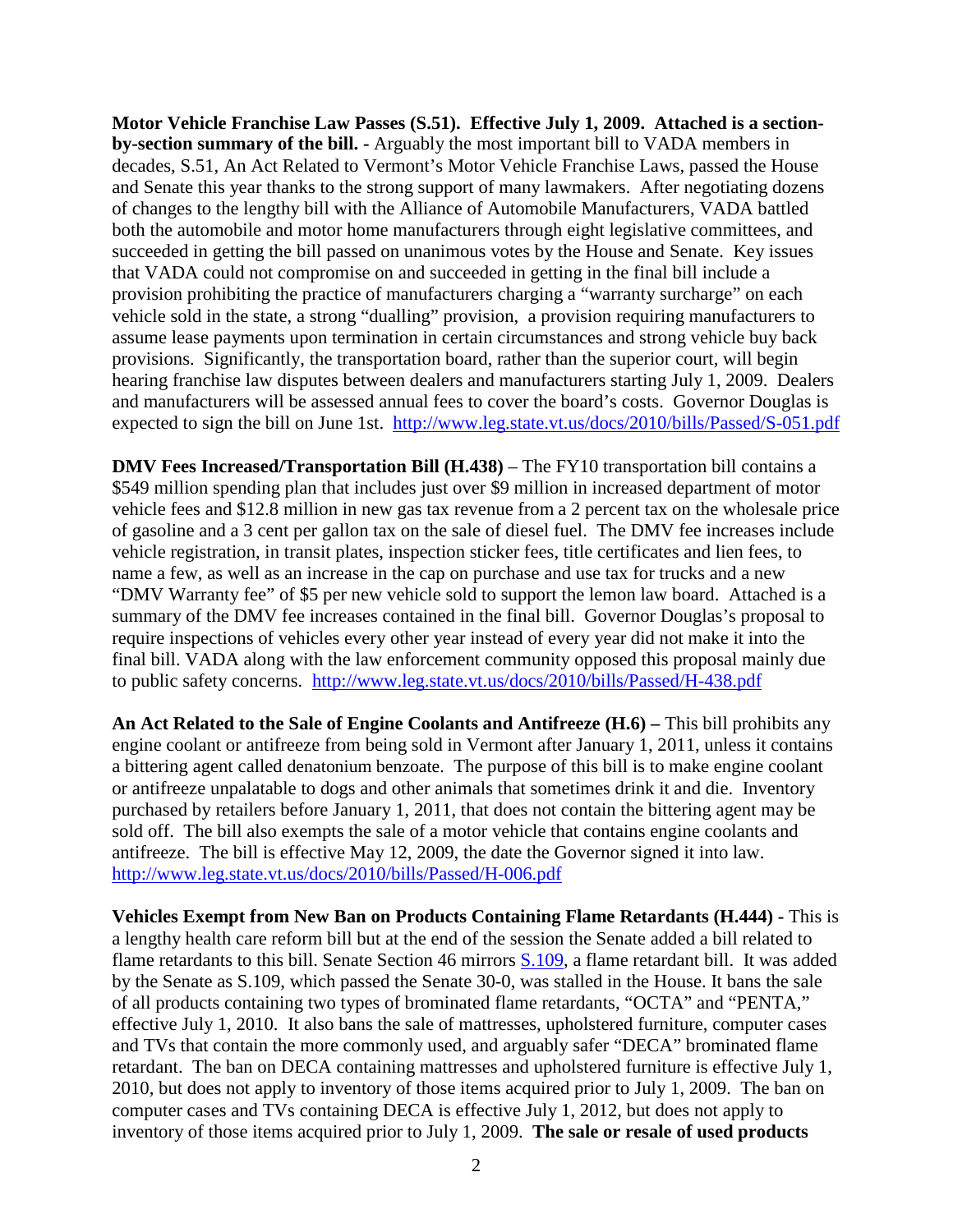**Motor Vehicle Franchise Law Passes (S.51). Effective July 1, 2009. Attached is a section-by-section summary of the bill. -** Arguably the most important bill to VADA members in decades, S.51, An Act Related to Vermont's Motor Vehicle Franchise Laws, passed the House and Senate this year thanks to the strong support of many lawmakers. After negotiating dozens of changes to the lengthy bill with the Alliance of Automobile Manufacturers, VADA battled both the automobile and motor home manufacturers through eight legislative committees, and succeeded in getting the bill passed on unanimous votes by the House and Senate. Key issues that VADA could not compromise on and succeeded in getting in the final bill include a provision prohibiting the practice of manufacturers charging a "warranty surcharge" on each vehicle sold in the state, a strong "dualling" provision, a provision requiring manufacturers to assume lease payments upon termination in certain circumstances and strong vehicle buy back provisions. Significantly, the transportation board, rather than the superior court, will begin hearing franchise law disputes between dealers and manufacturers starting July 1, 2009. Dealers and manufacturers will be assessed annual fees to cover the board's costs. Governor Douglas is expected to sign the bill on June 1st. http://www.leg.state.vt.us/docs/2010/bills/Passed/S-051.pdf

**DMV Fees Increased/Transportation Bill (H.438)** – The FY10 transportation bill contains a $549 million spending plan that includes just over $9 million in increased department of motor vehicle fees and $12.8 million in new gas tax revenue from a 2 percent tax on the wholesale price of gasoline and a 3 cent per gallon tax on the sale of diesel fuel. The DMV fee increases include vehicle registration, in transit plates, inspection sticker fees, title certificates and lien fees, to name a few, as well as an increase in the cap on purchase and use tax for trucks and a new "DMV Warranty fee" of $5 per new vehicle sold to support the lemon law board. Attached is a summary of the DMV fee increases contained in the final bill. Governor Douglas's proposal to require inspections of vehicles every other year instead of every year did not make it into the final bill. VADA along with the law enforcement community opposed this proposal mainly due to public safety concerns. http://www.leg.state.vt.us/docs/2010/bills/Passed/H-438.pdf

**An Act Related to the Sale of Engine Coolants and Antifreeze (H.6) –** This bill prohibits any engine coolant or antifreeze from being sold in Vermont after January 1, 2011, unless it contains a bittering agent called denatonium benzoate. The purpose of this bill is to make engine coolant or antifreeze unpalatable to dogs and other animals that sometimes drink it and die. Inventory purchased by retailers before January 1, 2011, that does not contain the bittering agent may be sold off. The bill also exempts the sale of a motor vehicle that contains engine coolants and antifreeze. The bill is effective May 12, 2009, the date the Governor signed it into law. http://www.leg.state.vt.us/docs/2010/bills/Passed/H-006.pdf

**Vehicles Exempt from New Ban on Products Containing Flame Retardants (H.444) -** This is a lengthy health care reform bill but at the end of the session the Senate added a bill related to flame retardants to this bill. Senate Section 46 mirrors S.109, a flame retardant bill. It was added by the Senate as S.109, which passed the Senate 30-0, was stalled in the House. It bans the sale of all products containing two types of brominated flame retardants, "OCTA" and "PENTA," effective July 1, 2010. It also bans the sale of mattresses, upholstered furniture, computer cases and TVs that contain the more commonly used, and arguably safer "DECA" brominated flame retardant. The ban on DECA containing mattresses and upholstered furniture is effective July 1, 2010, but does not apply to inventory of those items acquired prior to July 1, 2009. The ban on computer cases and TVs containing DECA is effective July 1, 2012, but does not apply to inventory of those items acquired prior to July 1, 2009. **The sale or resale of used products**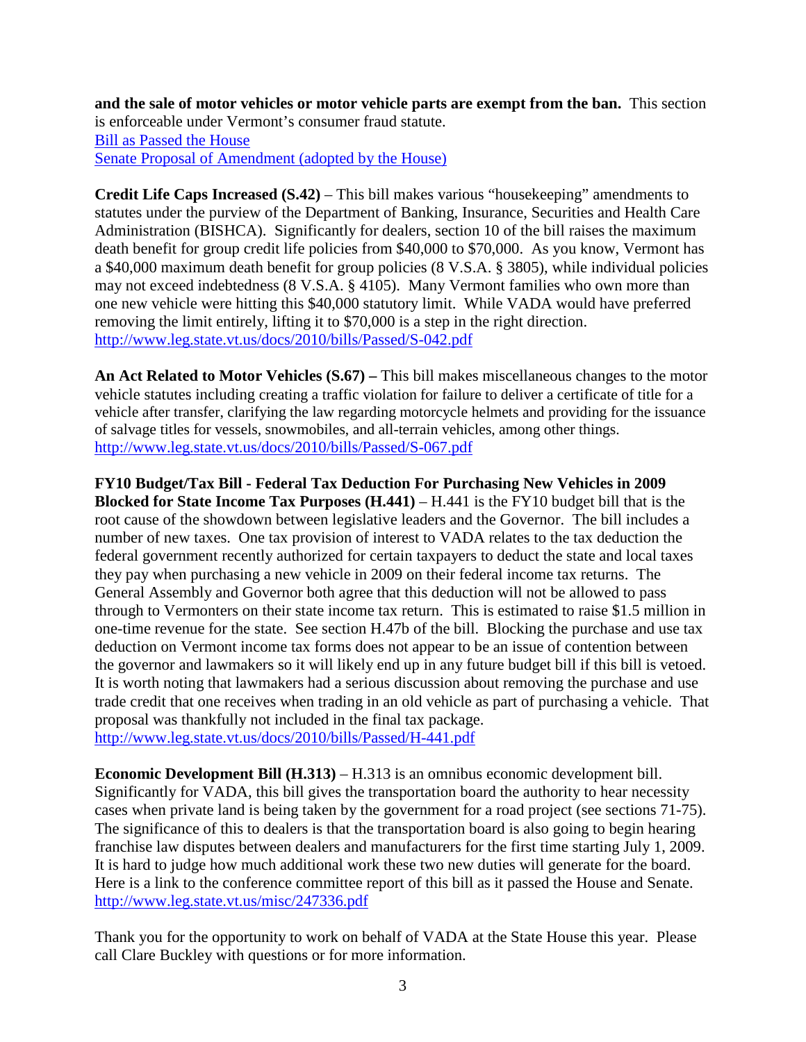**and the sale of motor vehicles or motor vehicle parts are exempt from the ban.** This section is enforceable under Vermont's consumer fraud statute.
Bill as Passed the House
Senate Proposal of Amendment (adopted by the House)

**Credit Life Caps Increased (S.42)** – This bill makes various "housekeeping" amendments to statutes under the purview of the Department of Banking, Insurance, Securities and Health Care Administration (BISHCA). Significantly for dealers, section 10 of the bill raises the maximum death benefit for group credit life policies from $40,000 to $70,000. As you know, Vermont has a $40,000 maximum death benefit for group policies (8 V.S.A. § 3805), while individual policies may not exceed indebtedness (8 V.S.A. § 4105). Many Vermont families who own more than one new vehicle were hitting this $40,000 statutory limit. While VADA would have preferred removing the limit entirely, lifting it to $70,000 is a step in the right direction.
http://www.leg.state.vt.us/docs/2010/bills/Passed/S-042.pdf

**An Act Related to Motor Vehicles (S.67) –** This bill makes miscellaneous changes to the motor vehicle statutes including creating a traffic violation for failure to deliver a certificate of title for a vehicle after transfer, clarifying the law regarding motorcycle helmets and providing for the issuance of salvage titles for vessels, snowmobiles, and all-terrain vehicles, among other things.
http://www.leg.state.vt.us/docs/2010/bills/Passed/S-067.pdf

**FY10 Budget/Tax Bill - Federal Tax Deduction For Purchasing New Vehicles in 2009 Blocked for State Income Tax Purposes (H.441)** – H.441 is the FY10 budget bill that is the root cause of the showdown between legislative leaders and the Governor. The bill includes a number of new taxes. One tax provision of interest to VADA relates to the tax deduction the federal government recently authorized for certain taxpayers to deduct the state and local taxes they pay when purchasing a new vehicle in 2009 on their federal income tax returns. The General Assembly and Governor both agree that this deduction will not be allowed to pass through to Vermonters on their state income tax return. This is estimated to raise $1.5 million in one-time revenue for the state. See section H.47b of the bill. Blocking the purchase and use tax deduction on Vermont income tax forms does not appear to be an issue of contention between the governor and lawmakers so it will likely end up in any future budget bill if this bill is vetoed. It is worth noting that lawmakers had a serious discussion about removing the purchase and use trade credit that one receives when trading in an old vehicle as part of purchasing a vehicle. That proposal was thankfully not included in the final tax package.
http://www.leg.state.vt.us/docs/2010/bills/Passed/H-441.pdf

**Economic Development Bill (H.313)** – H.313 is an omnibus economic development bill. Significantly for VADA, this bill gives the transportation board the authority to hear necessity cases when private land is being taken by the government for a road project (see sections 71-75). The significance of this to dealers is that the transportation board is also going to begin hearing franchise law disputes between dealers and manufacturers for the first time starting July 1, 2009. It is hard to judge how much additional work these two new duties will generate for the board. Here is a link to the conference committee report of this bill as it passed the House and Senate.
http://www.leg.state.vt.us/misc/247336.pdf

Thank you for the opportunity to work on behalf of VADA at the State House this year. Please call Clare Buckley with questions or for more information.